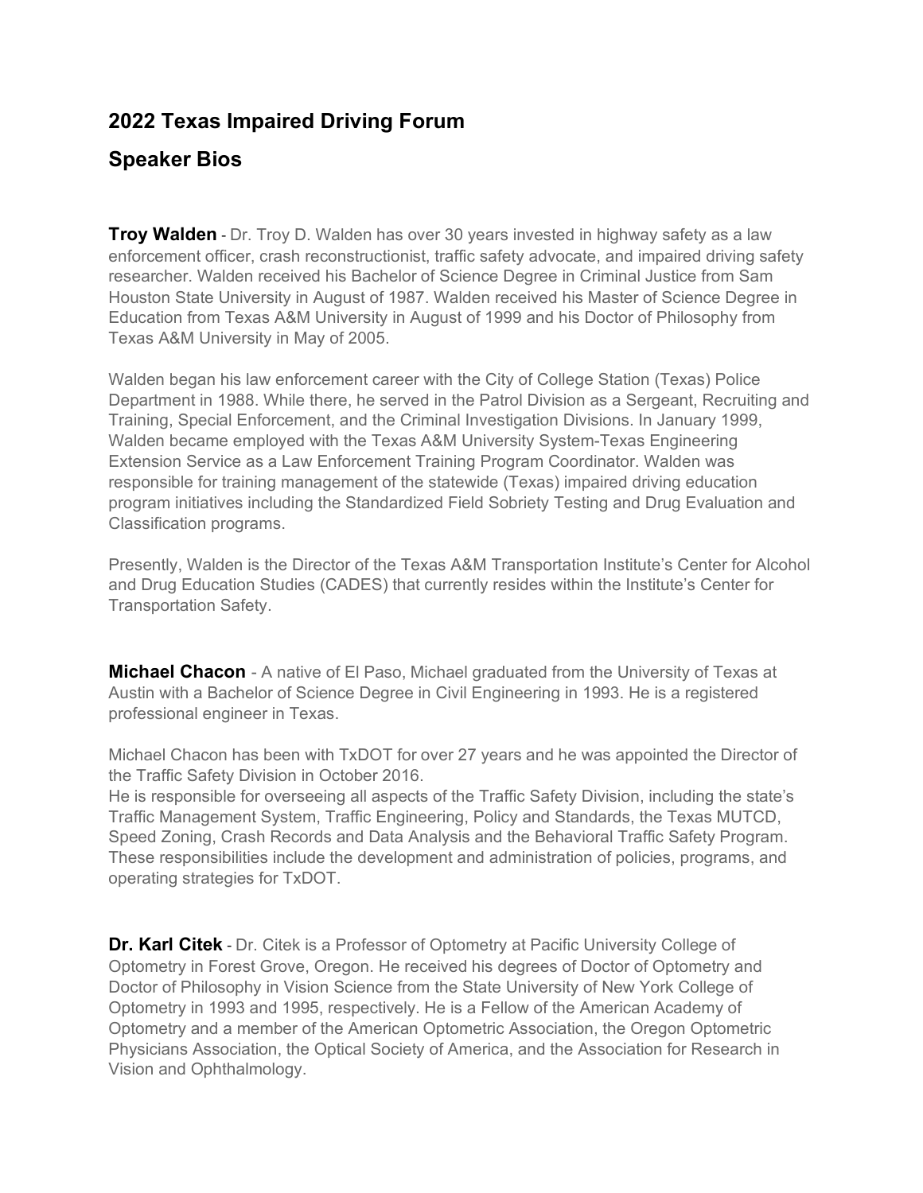# 2022 Texas Impaired Driving Forum

## Speaker Bios

**Troy Walden** - Dr. Troy D. Walden has over 30 years invested in highway safety as a law enforcement officer, crash reconstructionist, traffic safety advocate, and impaired driving safety researcher. Walden received his Bachelor of Science Degree in Criminal Justice from Sam Houston State University in August of 1987. Walden received his Master of Science Degree in Education from Texas A&M University in August of 1999 and his Doctor of Philosophy from Texas A&M University in May of 2005.

Walden began his law enforcement career with the City of College Station (Texas) Police Department in 1988. While there, he served in the Patrol Division as a Sergeant, Recruiting and Training, Special Enforcement, and the Criminal Investigation Divisions. In January 1999, Walden became employed with the Texas A&M University System-Texas Engineering Extension Service as a Law Enforcement Training Program Coordinator. Walden was responsible for training management of the statewide (Texas) impaired driving education program initiatives including the Standardized Field Sobriety Testing and Drug Evaluation and Classification programs.

Presently, Walden is the Director of the Texas A&M Transportation Institute's Center for Alcohol and Drug Education Studies (CADES) that currently resides within the Institute's Center for Transportation Safety.

**Michael Chacon** - A native of El Paso, Michael graduated from the University of Texas at Austin with a Bachelor of Science Degree in Civil Engineering in 1993. He is a registered professional engineer in Texas.

Michael Chacon has been with TxDOT for over 27 years and he was appointed the Director of the Traffic Safety Division in October 2016.
He is responsible for overseeing all aspects of the Traffic Safety Division, including the state's Traffic Management System, Traffic Engineering, Policy and Standards, the Texas MUTCD, Speed Zoning, Crash Records and Data Analysis and the Behavioral Traffic Safety Program. These responsibilities include the development and administration of policies, programs, and operating strategies for TxDOT.

**Dr. Karl Citek** - Dr. Citek is a Professor of Optometry at Pacific University College of Optometry in Forest Grove, Oregon. He received his degrees of Doctor of Optometry and Doctor of Philosophy in Vision Science from the State University of New York College of Optometry in 1993 and 1995, respectively. He is a Fellow of the American Academy of Optometry and a member of the American Optometric Association, the Oregon Optometric Physicians Association, the Optical Society of America, and the Association for Research in Vision and Ophthalmology.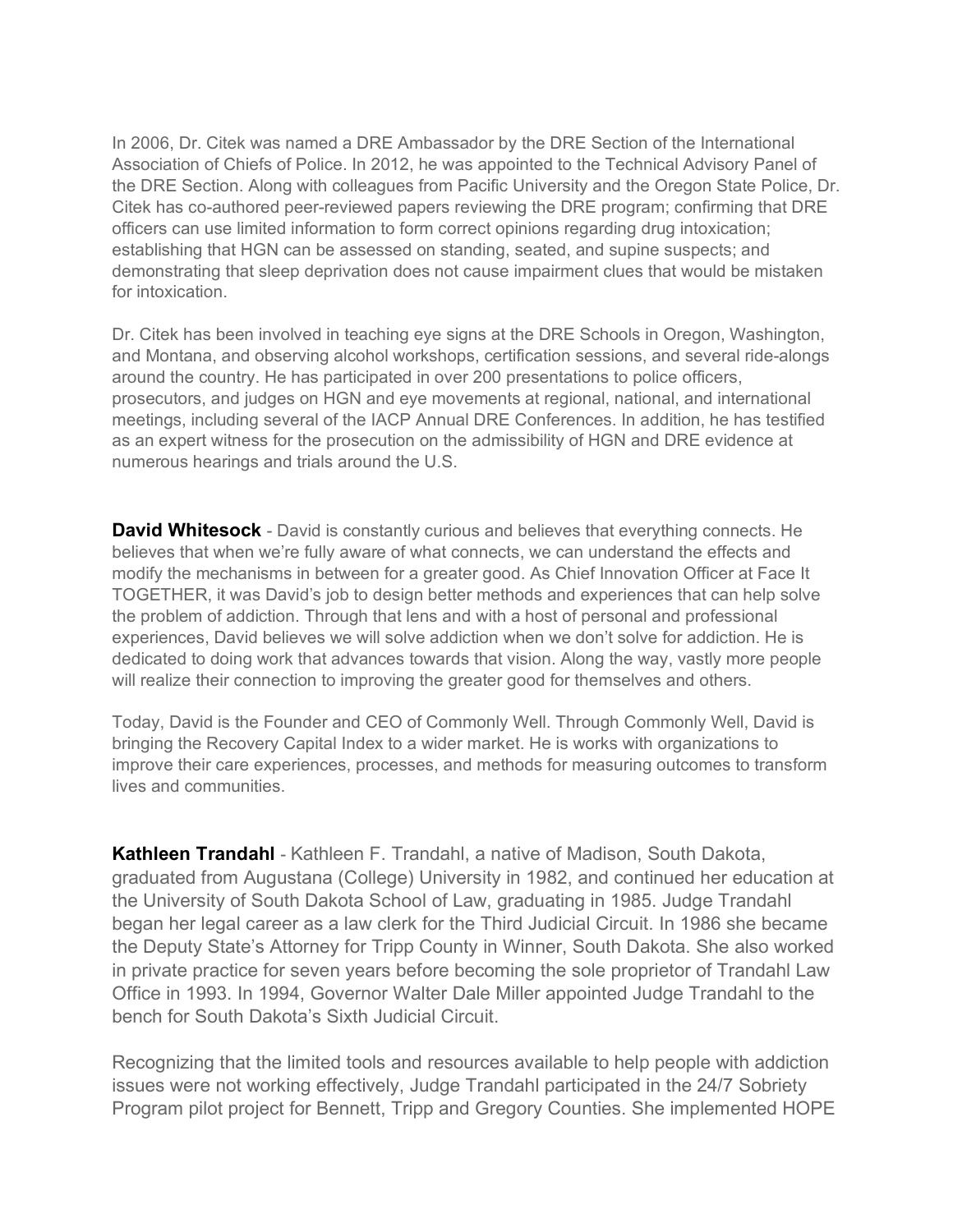In 2006, Dr. Citek was named a DRE Ambassador by the DRE Section of the International Association of Chiefs of Police. In 2012, he was appointed to the Technical Advisory Panel of the DRE Section. Along with colleagues from Pacific University and the Oregon State Police, Dr. Citek has co-authored peer-reviewed papers reviewing the DRE program; confirming that DRE officers can use limited information to form correct opinions regarding drug intoxication; establishing that HGN can be assessed on standing, seated, and supine suspects; and demonstrating that sleep deprivation does not cause impairment clues that would be mistaken for intoxication.

Dr. Citek has been involved in teaching eye signs at the DRE Schools in Oregon, Washington, and Montana, and observing alcohol workshops, certification sessions, and several ride-alongs around the country. He has participated in over 200 presentations to police officers, prosecutors, and judges on HGN and eye movements at regional, national, and international meetings, including several of the IACP Annual DRE Conferences. In addition, he has testified as an expert witness for the prosecution on the admissibility of HGN and DRE evidence at numerous hearings and trials around the U.S.

**David Whitesock** - David is constantly curious and believes that everything connects. He believes that when we're fully aware of what connects, we can understand the effects and modify the mechanisms in between for a greater good. As Chief Innovation Officer at Face It TOGETHER, it was David's job to design better methods and experiences that can help solve the problem of addiction. Through that lens and with a host of personal and professional experiences, David believes we will solve addiction when we don't solve for addiction. He is dedicated to doing work that advances towards that vision. Along the way, vastly more people will realize their connection to improving the greater good for themselves and others.

Today, David is the Founder and CEO of Commonly Well. Through Commonly Well, David is bringing the Recovery Capital Index to a wider market. He is works with organizations to improve their care experiences, processes, and methods for measuring outcomes to transform lives and communities.

**Kathleen Trandahl** - Kathleen F. Trandahl, a native of Madison, South Dakota, graduated from Augustana (College) University in 1982, and continued her education at the University of South Dakota School of Law, graduating in 1985. Judge Trandahl began her legal career as a law clerk for the Third Judicial Circuit. In 1986 she became the Deputy State's Attorney for Tripp County in Winner, South Dakota. She also worked in private practice for seven years before becoming the sole proprietor of Trandahl Law Office in 1993. In 1994, Governor Walter Dale Miller appointed Judge Trandahl to the bench for South Dakota's Sixth Judicial Circuit.

Recognizing that the limited tools and resources available to help people with addiction issues were not working effectively, Judge Trandahl participated in the 24/7 Sobriety Program pilot project for Bennett, Tripp and Gregory Counties. She implemented HOPE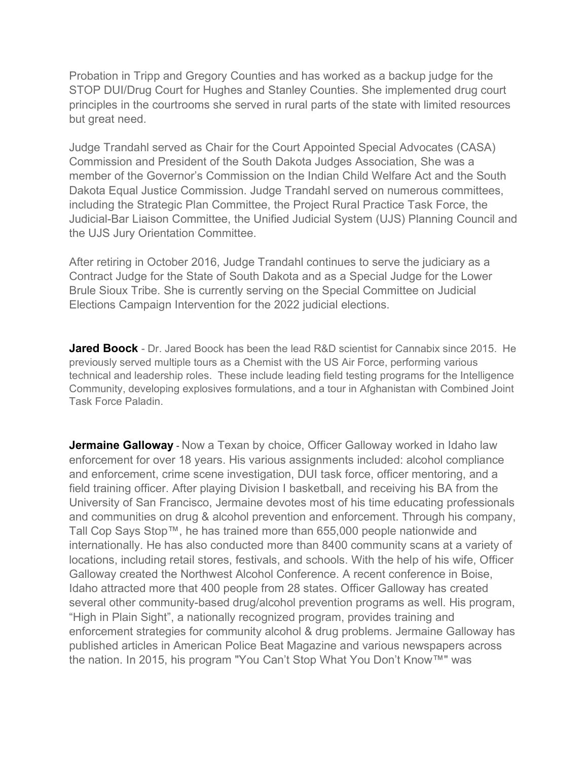Probation in Tripp and Gregory Counties and has worked as a backup judge for the STOP DUI/Drug Court for Hughes and Stanley Counties. She implemented drug court principles in the courtrooms she served in rural parts of the state with limited resources but great need.

Judge Trandahl served as Chair for the Court Appointed Special Advocates (CASA) Commission and President of the South Dakota Judges Association, She was a member of the Governor's Commission on the Indian Child Welfare Act and the South Dakota Equal Justice Commission. Judge Trandahl served on numerous committees, including the Strategic Plan Committee, the Project Rural Practice Task Force, the Judicial-Bar Liaison Committee, the Unified Judicial System (UJS) Planning Council and the UJS Jury Orientation Committee.

After retiring in October 2016, Judge Trandahl continues to serve the judiciary as a Contract Judge for the State of South Dakota and as a Special Judge for the Lower Brule Sioux Tribe. She is currently serving on the Special Committee on Judicial Elections Campaign Intervention for the 2022 judicial elections.

**Jared Boock** - Dr. Jared Boock has been the lead R&D scientist for Cannabix since 2015. He previously served multiple tours as a Chemist with the US Air Force, performing various technical and leadership roles. These include leading field testing programs for the Intelligence Community, developing explosives formulations, and a tour in Afghanistan with Combined Joint Task Force Paladin.

**Jermaine Galloway** - Now a Texan by choice, Officer Galloway worked in Idaho law enforcement for over 18 years. His various assignments included: alcohol compliance and enforcement, crime scene investigation, DUI task force, officer mentoring, and a field training officer. After playing Division I basketball, and receiving his BA from the University of San Francisco, Jermaine devotes most of his time educating professionals and communities on drug & alcohol prevention and enforcement. Through his company, Tall Cop Says Stop™, he has trained more than 655,000 people nationwide and internationally. He has also conducted more than 8400 community scans at a variety of locations, including retail stores, festivals, and schools. With the help of his wife, Officer Galloway created the Northwest Alcohol Conference. A recent conference in Boise, Idaho attracted more that 400 people from 28 states. Officer Galloway has created several other community-based drug/alcohol prevention programs as well. His program, "High in Plain Sight", a nationally recognized program, provides training and enforcement strategies for community alcohol & drug problems. Jermaine Galloway has published articles in American Police Beat Magazine and various newspapers across the nation. In 2015, his program "You Can't Stop What You Don't Know™" was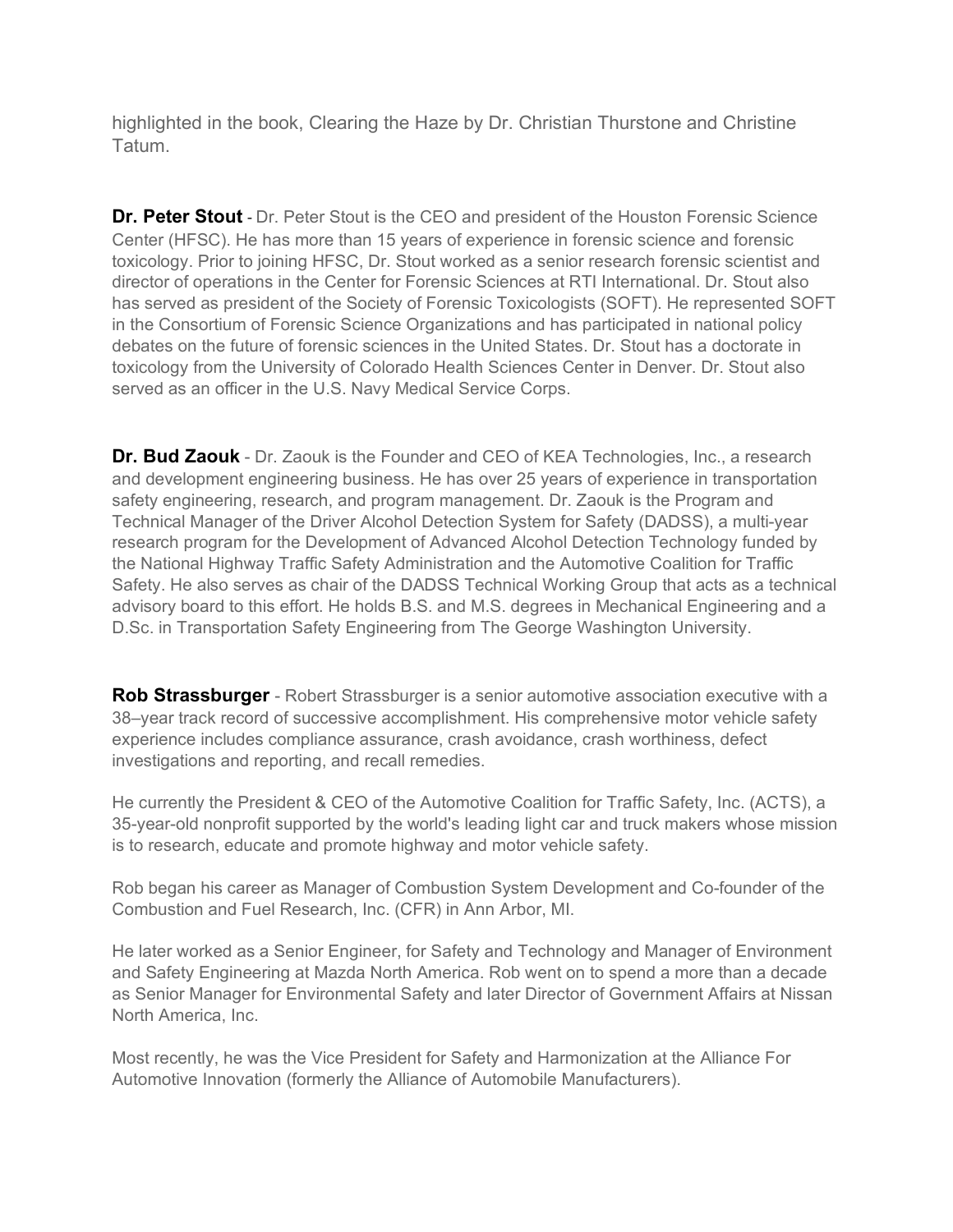highlighted in the book, Clearing the Haze by Dr. Christian Thurstone and Christine Tatum.

**Dr. Peter Stout** - Dr. Peter Stout is the CEO and president of the Houston Forensic Science Center (HFSC). He has more than 15 years of experience in forensic science and forensic toxicology. Prior to joining HFSC, Dr. Stout worked as a senior research forensic scientist and director of operations in the Center for Forensic Sciences at RTI International. Dr. Stout also has served as president of the Society of Forensic Toxicologists (SOFT). He represented SOFT in the Consortium of Forensic Science Organizations and has participated in national policy debates on the future of forensic sciences in the United States. Dr. Stout has a doctorate in toxicology from the University of Colorado Health Sciences Center in Denver. Dr. Stout also served as an officer in the U.S. Navy Medical Service Corps.

**Dr. Bud Zaouk** - Dr. Zaouk is the Founder and CEO of KEA Technologies, Inc., a research and development engineering business. He has over 25 years of experience in transportation safety engineering, research, and program management. Dr. Zaouk is the Program and Technical Manager of the Driver Alcohol Detection System for Safety (DADSS), a multi-year research program for the Development of Advanced Alcohol Detection Technology funded by the National Highway Traffic Safety Administration and the Automotive Coalition for Traffic Safety. He also serves as chair of the DADSS Technical Working Group that acts as a technical advisory board to this effort. He holds B.S. and M.S. degrees in Mechanical Engineering and a D.Sc. in Transportation Safety Engineering from The George Washington University.

**Rob Strassburger** - Robert Strassburger is a senior automotive association executive with a 38–year track record of successive accomplishment. His comprehensive motor vehicle safety experience includes compliance assurance, crash avoidance, crash worthiness, defect investigations and reporting, and recall remedies.

He currently the President & CEO of the Automotive Coalition for Traffic Safety, Inc. (ACTS), a 35-year-old nonprofit supported by the world's leading light car and truck makers whose mission is to research, educate and promote highway and motor vehicle safety.

Rob began his career as Manager of Combustion System Development and Co-founder of the Combustion and Fuel Research, Inc. (CFR) in Ann Arbor, MI.

He later worked as a Senior Engineer, for Safety and Technology and Manager of Environment and Safety Engineering at Mazda North America. Rob went on to spend a more than a decade as Senior Manager for Environmental Safety and later Director of Government Affairs at Nissan North America, Inc.

Most recently, he was the Vice President for Safety and Harmonization at the Alliance For Automotive Innovation (formerly the Alliance of Automobile Manufacturers).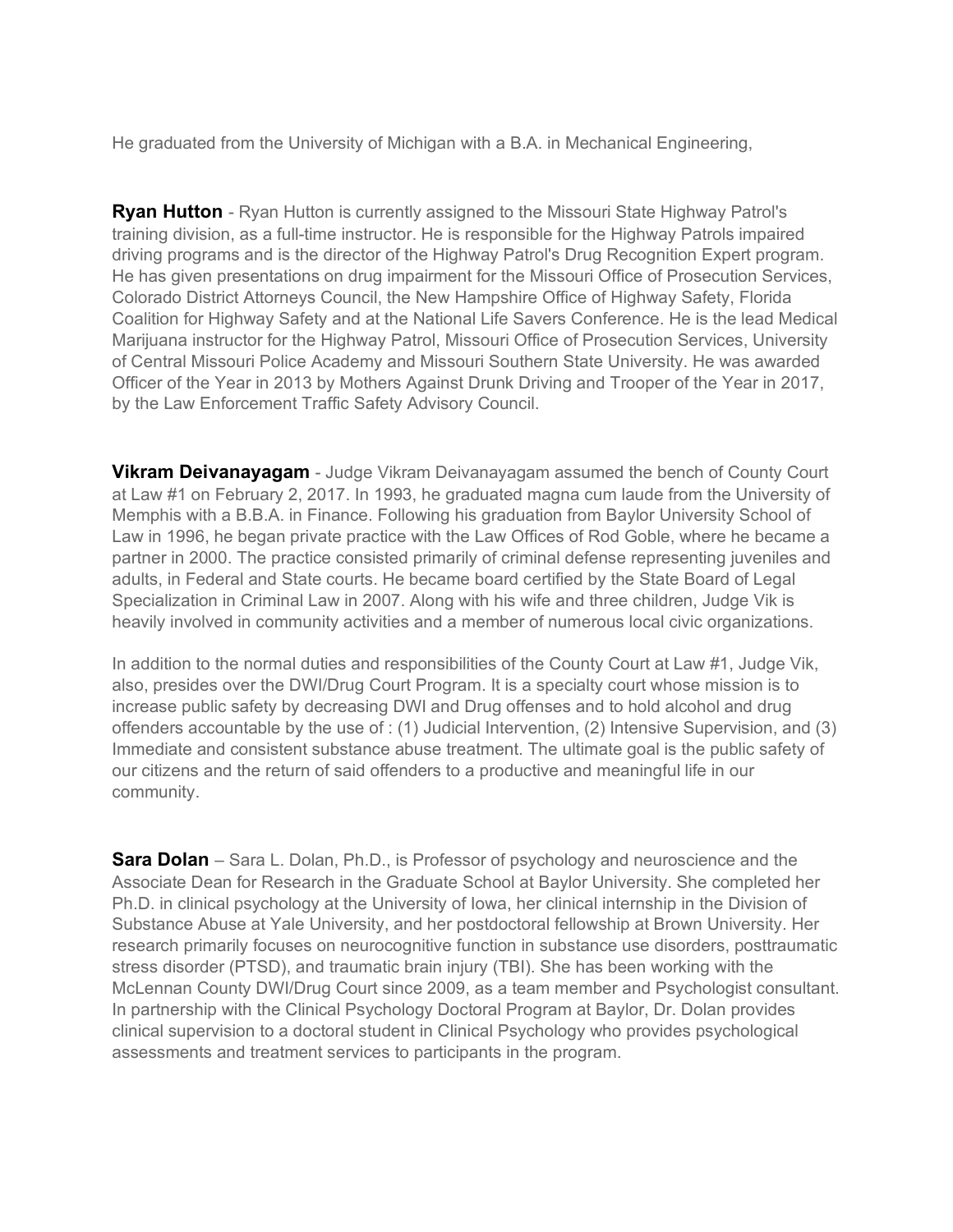He graduated from the University of Michigan with a B.A. in Mechanical Engineering,

**Ryan Hutton** - Ryan Hutton is currently assigned to the Missouri State Highway Patrol's training division, as a full-time instructor. He is responsible for the Highway Patrols impaired driving programs and is the director of the Highway Patrol's Drug Recognition Expert program. He has given presentations on drug impairment for the Missouri Office of Prosecution Services, Colorado District Attorneys Council, the New Hampshire Office of Highway Safety, Florida Coalition for Highway Safety and at the National Life Savers Conference. He is the lead Medical Marijuana instructor for the Highway Patrol, Missouri Office of Prosecution Services, University of Central Missouri Police Academy and Missouri Southern State University. He was awarded Officer of the Year in 2013 by Mothers Against Drunk Driving and Trooper of the Year in 2017, by the Law Enforcement Traffic Safety Advisory Council.

**Vikram Deivanayagam** - Judge Vikram Deivanayagam assumed the bench of County Court at Law #1 on February 2, 2017. In 1993, he graduated magna cum laude from the University of Memphis with a B.B.A. in Finance. Following his graduation from Baylor University School of Law in 1996, he began private practice with the Law Offices of Rod Goble, where he became a partner in 2000. The practice consisted primarily of criminal defense representing juveniles and adults, in Federal and State courts. He became board certified by the State Board of Legal Specialization in Criminal Law in 2007. Along with his wife and three children, Judge Vik is heavily involved in community activities and a member of numerous local civic organizations.

In addition to the normal duties and responsibilities of the County Court at Law #1, Judge Vik, also, presides over the DWI/Drug Court Program. It is a specialty court whose mission is to increase public safety by decreasing DWI and Drug offenses and to hold alcohol and drug offenders accountable by the use of : (1) Judicial Intervention, (2) Intensive Supervision, and (3) Immediate and consistent substance abuse treatment. The ultimate goal is the public safety of our citizens and the return of said offenders to a productive and meaningful life in our community.

**Sara Dolan** – Sara L. Dolan, Ph.D., is Professor of psychology and neuroscience and the Associate Dean for Research in the Graduate School at Baylor University. She completed her Ph.D. in clinical psychology at the University of Iowa, her clinical internship in the Division of Substance Abuse at Yale University, and her postdoctoral fellowship at Brown University. Her research primarily focuses on neurocognitive function in substance use disorders, posttraumatic stress disorder (PTSD), and traumatic brain injury (TBI). She has been working with the McLennan County DWI/Drug Court since 2009, as a team member and Psychologist consultant. In partnership with the Clinical Psychology Doctoral Program at Baylor, Dr. Dolan provides clinical supervision to a doctoral student in Clinical Psychology who provides psychological assessments and treatment services to participants in the program.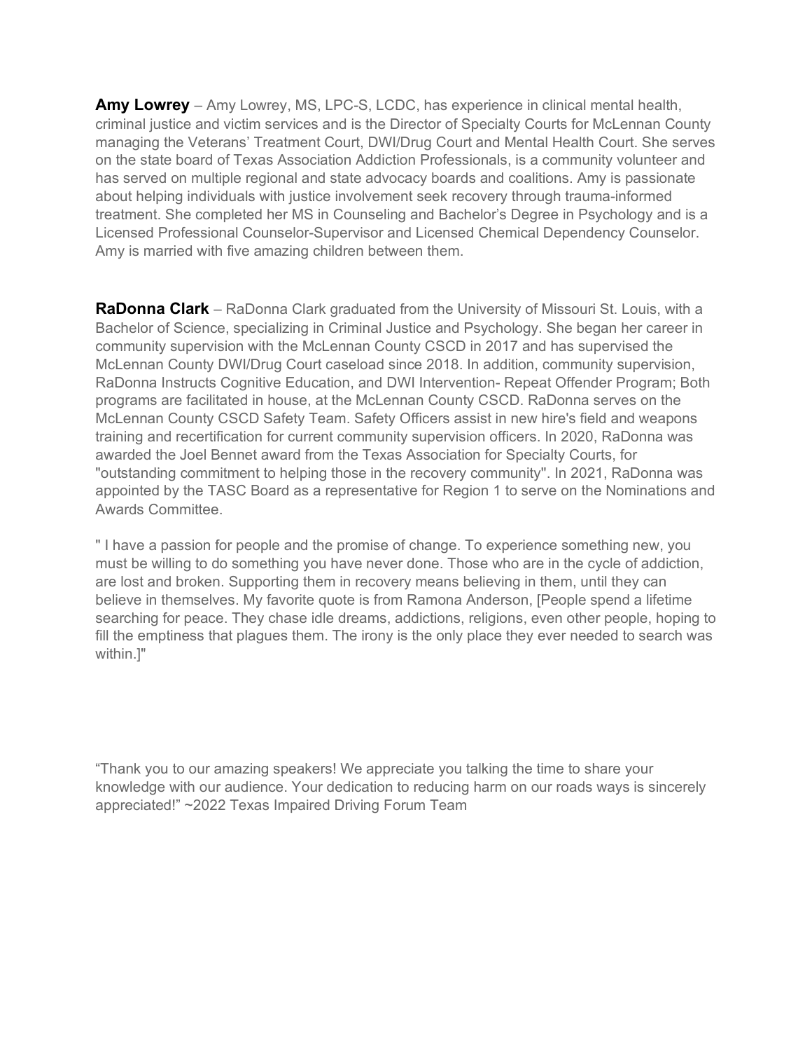**Amy Lowrey** – Amy Lowrey, MS, LPC-S, LCDC, has experience in clinical mental health, criminal justice and victim services and is the Director of Specialty Courts for McLennan County managing the Veterans' Treatment Court, DWI/Drug Court and Mental Health Court. She serves on the state board of Texas Association Addiction Professionals, is a community volunteer and has served on multiple regional and state advocacy boards and coalitions. Amy is passionate about helping individuals with justice involvement seek recovery through trauma-informed treatment. She completed her MS in Counseling and Bachelor's Degree in Psychology and is a Licensed Professional Counselor-Supervisor and Licensed Chemical Dependency Counselor. Amy is married with five amazing children between them.

**RaDonna Clark** – RaDonna Clark graduated from the University of Missouri St. Louis, with a Bachelor of Science, specializing in Criminal Justice and Psychology. She began her career in community supervision with the McLennan County CSCD in 2017 and has supervised the McLennan County DWI/Drug Court caseload since 2018. In addition, community supervision, RaDonna Instructs Cognitive Education, and DWI Intervention- Repeat Offender Program; Both programs are facilitated in house, at the McLennan County CSCD. RaDonna serves on the McLennan County CSCD Safety Team. Safety Officers assist in new hire's field and weapons training and recertification for current community supervision officers. In 2020, RaDonna was awarded the Joel Bennet award from the Texas Association for Specialty Courts, for "outstanding commitment to helping those in the recovery community". In 2021, RaDonna was appointed by the TASC Board as a representative for Region 1 to serve on the Nominations and Awards Committee.

" I have a passion for people and the promise of change. To experience something new, you must be willing to do something you have never done. Those who are in the cycle of addiction, are lost and broken. Supporting them in recovery means believing in them, until they can believe in themselves. My favorite quote is from Ramona Anderson, [People spend a lifetime searching for peace. They chase idle dreams, addictions, religions, even other people, hoping to fill the emptiness that plagues them. The irony is the only place they ever needed to search was within.]"

"Thank you to our amazing speakers! We appreciate you talking the time to share your knowledge with our audience. Your dedication to reducing harm on our roads ways is sincerely appreciated!" ~2022 Texas Impaired Driving Forum Team